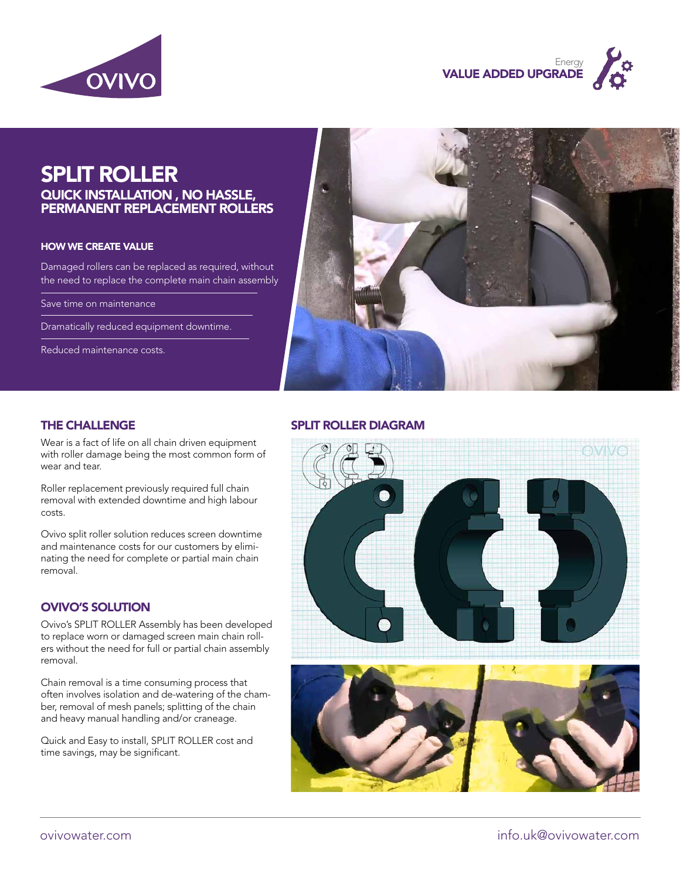Energy
**VALUE ADDED UPGRADE**

# SPLIT ROLLER

## QUICK INSTALLATION , NO HASSLE, PERMANENT REPLACEMENT ROLLERS

### HOW WE CREATE VALUE

Damaged rollers can be replaced as required, without the need to replace the complete main chain assembly

Save time on maintenance

Dramatically reduced equipment downtime.

Reduced maintenance costs.

### THE CHALLENGE

Wear is a fact of life on all chain driven equipment with roller damage being the most common form of wear and tear.

Roller replacement previously required full chain removal with extended downtime and high labour costs.

Ovivo split roller solution reduces screen downtime and maintenance costs for our customers by eliminating the need for complete or partial main chain removal.

### OVIVO'S SOLUTION

Ovivo's SPLIT ROLLER Assembly has been developed to replace worn or damaged screen main chain rollers without the need for full or partial chain assembly removal.

Chain removal is a time consuming process that often involves isolation and de-watering of the chamber, removal of mesh panels; splitting of the chain and heavy manual handling and/or craneage.

Quick and Easy to install, SPLIT ROLLER cost and time savings, may be significant.

### SPLIT ROLLER DIAGRAM

ovivowater.com

info.uk@ovivowater.com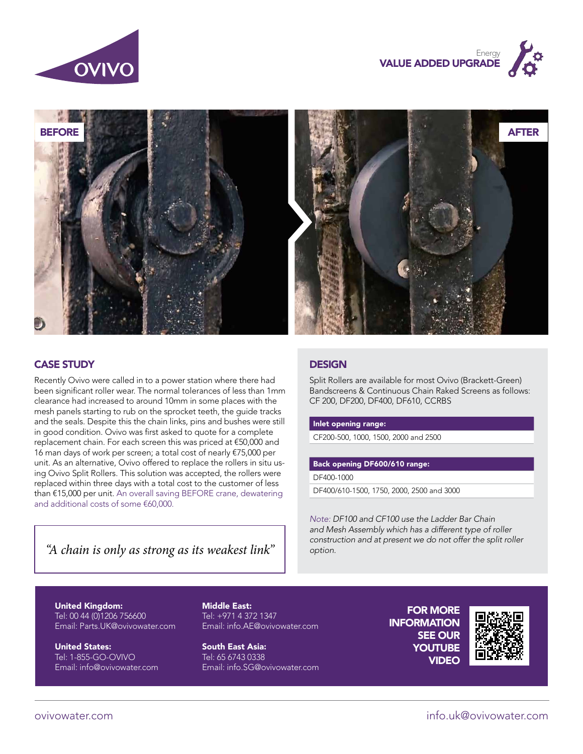Energy
**VALUE ADDED UPGRADE**

BEFORE

AFTER

## CASE STUDY

Recently Ovivo were called in to a power station where there had been significant roller wear. The normal tolerances of less than 1mm clearance had increased to around 10mm in some places with the mesh panels starting to rub on the sprocket teeth, the guide tracks and the seals. Despite this the chain links, pins and bushes were still in good condition. Ovivo was first asked to quote for a complete replacement chain. For each screen this was priced at €50,000 and 16 man days of work per screen; a total cost of nearly €75,000 per unit. As an alternative, Ovivo offered to replace the rollers in situ using Ovivo Split Rollers. This solution was accepted, the rollers were replaced within three days with a total cost to the customer of less than €15,000 per unit. An overall saving BEFORE crane, dewatering and additional costs of some €60,000.

*"A chain is only as strong as its weakest link"*

## DESIGN

Split Rollers are available for most Ovivo (Brackett-Green) Bandscreens & Continuous Chain Raked Screens as follows: CF 200, DF200, DF400, DF610, CCRBS

| **Inlet opening range:** |
|---|
| CF200-500, 1000, 1500, 2000 and 2500 |

| **Back opening DF600/610 range:** |
|---|
| DF400-1000 |
| DF400/610-1500, 1750, 2000, 2500 and 3000 |

*Note: DF100 and CF100 use the Ladder Bar Chain and Mesh Assembly which has a different type of roller construction and at present we do not offer the split roller option.*

**United Kingdom:**
Tel: 00 44 (0)1206 756600
Email: Parts.UK@ovivowater.com

**United States:**
Tel: 1-855-GO-OVIVO
Email: info@ovivowater.com

**Middle East:**
Tel: +971 4 372 1347
Email: info.AE@ovivowater.com

**South East Asia:**
Tel: 65 6743 0338
Email: info.SG@ovivowater.com

**FOR MORE INFORMATION SEE OUR YOUTUBE VIDEO**

ovivowater.com

info.uk@ovivowater.com